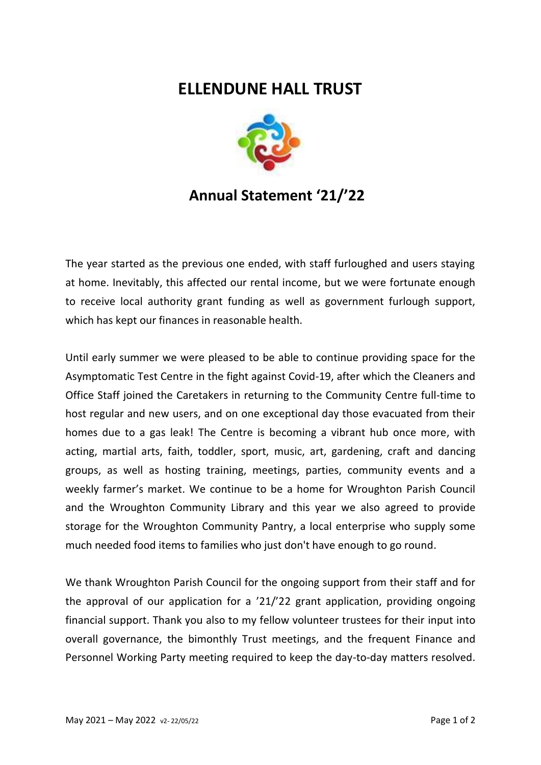# ELLENDUNE HALL TRUST

## Annual Statement '21/'22

The year started as the previous one ended, with staff furloughed and users staying at home. Inevitably, this affected our rental income, but we were fortunate enough to receive local authority grant funding as well as government furlough support, which has kept our finances in reasonable health.

Until early summer we were pleased to be able to continue providing space for the Asymptomatic Test Centre in the fight against Covid-19, after which the Cleaners and Office Staff joined the Caretakers in returning to the Community Centre full-time to host regular and new users, and on one exceptional day those evacuated from their homes due to a gas leak! The Centre is becoming a vibrant hub once more, with acting, martial arts, faith, toddler, sport, music, art, gardening, craft and dancing groups, as well as hosting training, meetings, parties, community events and a weekly farmer's market. We continue to be a home for Wroughton Parish Council and the Wroughton Community Library and this year we also agreed to provide storage for the Wroughton Community Pantry, a local enterprise who supply some much needed food items to families who just don't have enough to go round.

We thank Wroughton Parish Council for the ongoing support from their staff and for the approval of our application for a '21/'22 grant application, providing ongoing financial support. Thank you also to my fellow volunteer trustees for their input into overall governance, the bimonthly Trust meetings, and the frequent Finance and Personnel Working Party meeting required to keep the day-to-day matters resolved.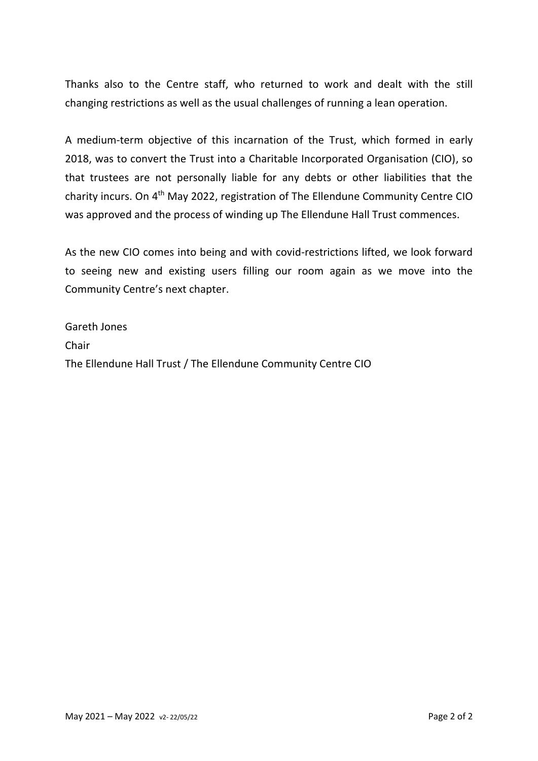Thanks also to the Centre staff, who returned to work and dealt with the still changing restrictions as well as the usual challenges of running a lean operation.

A medium-term objective of this incarnation of the Trust, which formed in early 2018, was to convert the Trust into a Charitable Incorporated Organisation (CIO), so that trustees are not personally liable for any debts or other liabilities that the charity incurs. On 4th May 2022, registration of The Ellendune Community Centre CIO was approved and the process of winding up The Ellendune Hall Trust commences.

As the new CIO comes into being and with covid-restrictions lifted, we look forward to seeing new and existing users filling our room again as we move into the Community Centre's next chapter.

Gareth Jones
Chair
The Ellendune Hall Trust / The Ellendune Community Centre CIO